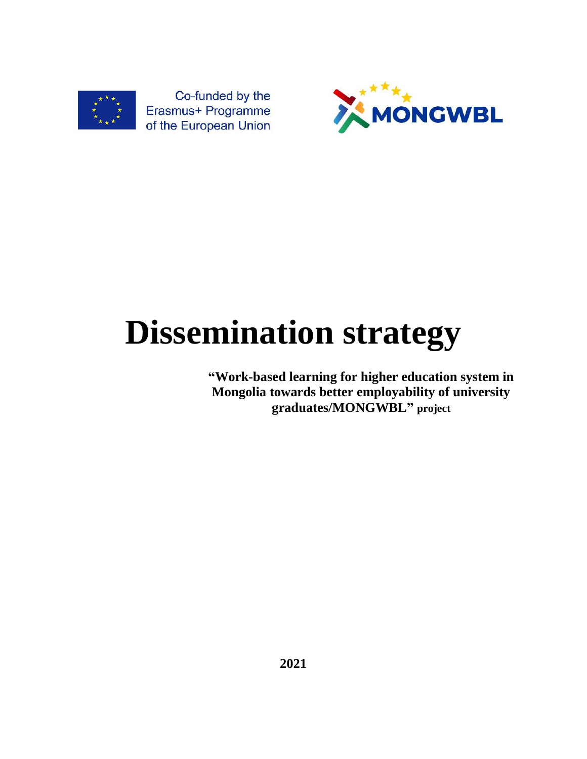Co-funded by the Erasmus+ Programme of the European Union

MONGWBL

# Dissemination strategy

**"Work-based learning for higher education system in Mongolia towards better employability of university graduates/MONGWBL" project**

**2021**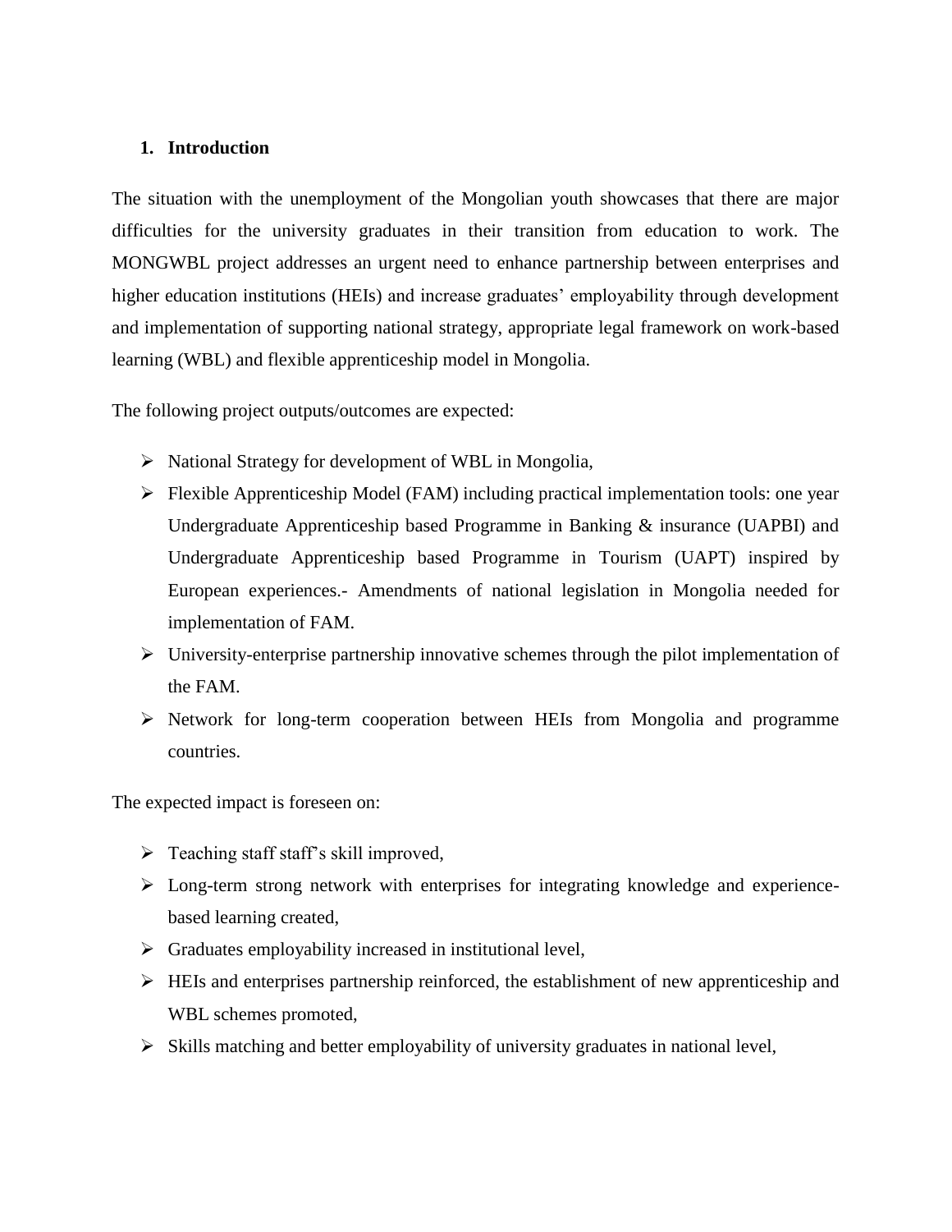## 1. Introduction

The situation with the unemployment of the Mongolian youth showcases that there are major difficulties for the university graduates in their transition from education to work. The MONGWBL project addresses an urgent need to enhance partnership between enterprises and higher education institutions (HEIs) and increase graduates' employability through development and implementation of supporting national strategy, appropriate legal framework on work-based learning (WBL) and flexible apprenticeship model in Mongolia.

The following project outputs/outcomes are expected:

- National Strategy for development of WBL in Mongolia,
- Flexible Apprenticeship Model (FAM) including practical implementation tools: one year Undergraduate Apprenticeship based Programme in Banking & insurance (UAPBI) and Undergraduate Apprenticeship based Programme in Tourism (UAPT) inspired by European experiences.- Amendments of national legislation in Mongolia needed for implementation of FAM.
- University-enterprise partnership innovative schemes through the pilot implementation of the FAM.
- Network for long-term cooperation between HEIs from Mongolia and programme countries.

The expected impact is foreseen on:

- Teaching staff staff's skill improved,
- Long-term strong network with enterprises for integrating knowledge and experience-based learning created,
- Graduates employability increased in institutional level,
- HEIs and enterprises partnership reinforced, the establishment of new apprenticeship and WBL schemes promoted,
- Skills matching and better employability of university graduates in national level,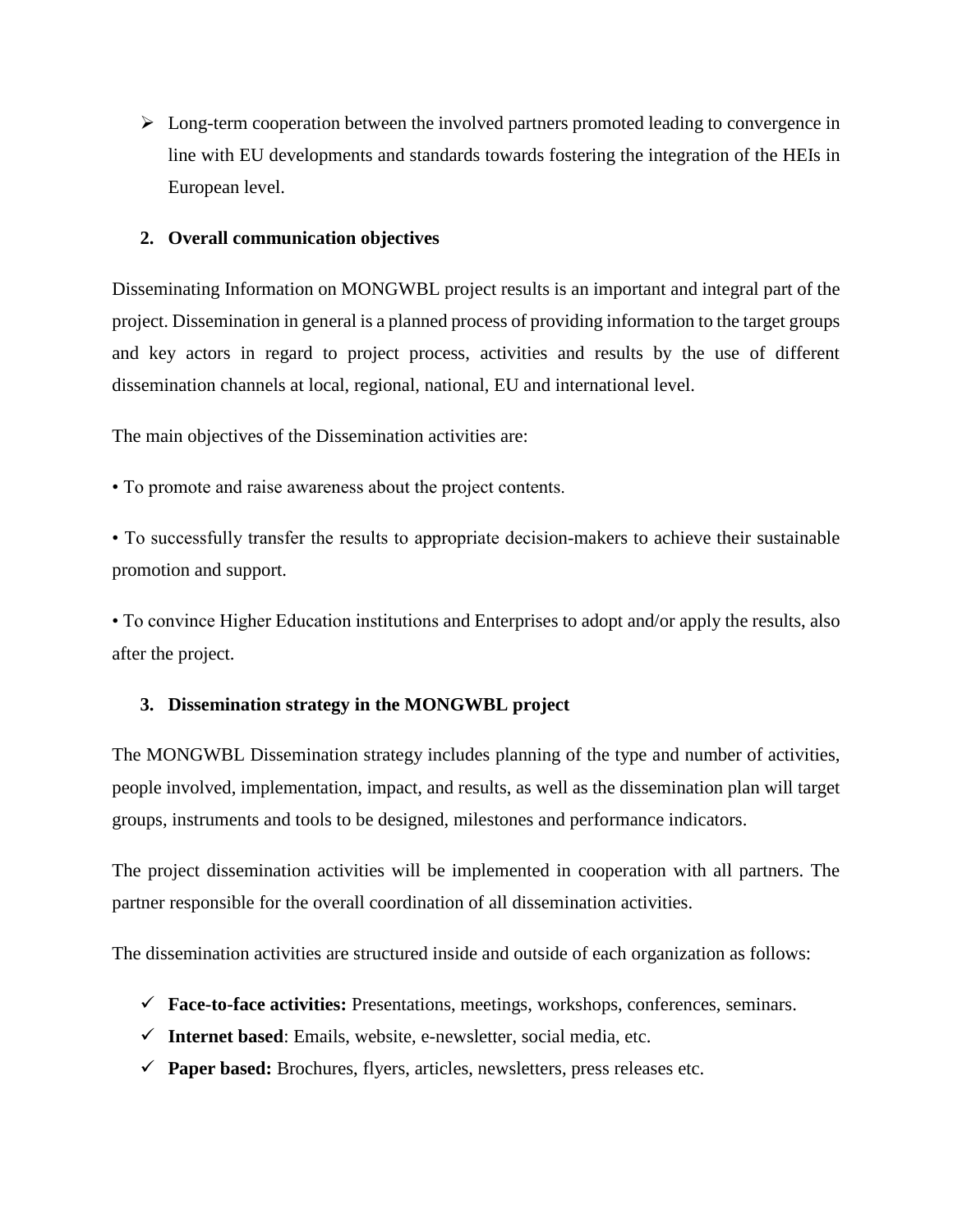- Long-term cooperation between the involved partners promoted leading to convergence in line with EU developments and standards towards fostering the integration of the HEIs in European level.

## 2. Overall communication objectives

Disseminating Information on MONGWBL project results is an important and integral part of the project. Dissemination in general is a planned process of providing information to the target groups and key actors in regard to project process, activities and results by the use of different dissemination channels at local, regional, national, EU and international level.

The main objectives of the Dissemination activities are:

• To promote and raise awareness about the project contents.

• To successfully transfer the results to appropriate decision-makers to achieve their sustainable promotion and support.

• To convince Higher Education institutions and Enterprises to adopt and/or apply the results, also after the project.

## 3. Dissemination strategy in the MONGWBL project

The MONGWBL Dissemination strategy includes planning of the type and number of activities, people involved, implementation, impact, and results, as well as the dissemination plan will target groups, instruments and tools to be designed, milestones and performance indicators.

The project dissemination activities will be implemented in cooperation with all partners. The partner responsible for the overall coordination of all dissemination activities.

The dissemination activities are structured inside and outside of each organization as follows:

- ✓ **Face-to-face activities:** Presentations, meetings, workshops, conferences, seminars.
- ✓ **Internet based**: Emails, website, e-newsletter, social media, etc.
- ✓ **Paper based:** Brochures, flyers, articles, newsletters, press releases etc.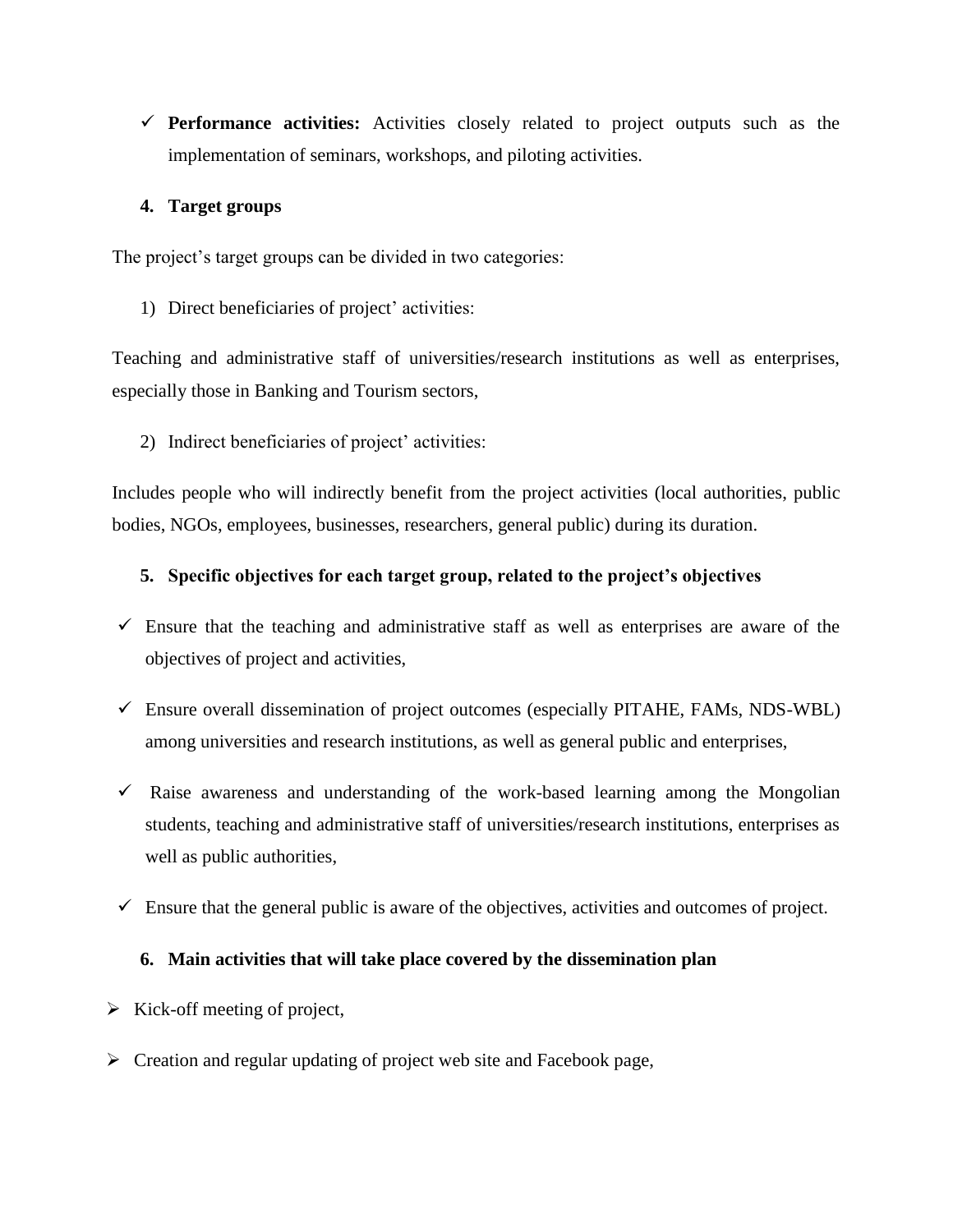- ✓ **Performance activities:** Activities closely related to project outputs such as the implementation of seminars, workshops, and piloting activities.

## 4. Target groups

The project's target groups can be divided in two categories:

1) Direct beneficiaries of project' activities:

Teaching and administrative staff of universities/research institutions as well as enterprises, especially those in Banking and Tourism sectors,

2) Indirect beneficiaries of project' activities:

Includes people who will indirectly benefit from the project activities (local authorities, public bodies, NGOs, employees, businesses, researchers, general public) during its duration.

## 5. Specific objectives for each target group, related to the project's objectives

- ✓ Ensure that the teaching and administrative staff as well as enterprises are aware of the objectives of project and activities,
- ✓ Ensure overall dissemination of project outcomes (especially PITAHE, FAMs, NDS-WBL) among universities and research institutions, as well as general public and enterprises,
- ✓ Raise awareness and understanding of the work-based learning among the Mongolian students, teaching and administrative staff of universities/research institutions, enterprises as well as public authorities,
- ✓ Ensure that the general public is aware of the objectives, activities and outcomes of project.

## 6. Main activities that will take place covered by the dissemination plan

- ➢ Kick-off meeting of project,
- ➢ Creation and regular updating of project web site and Facebook page,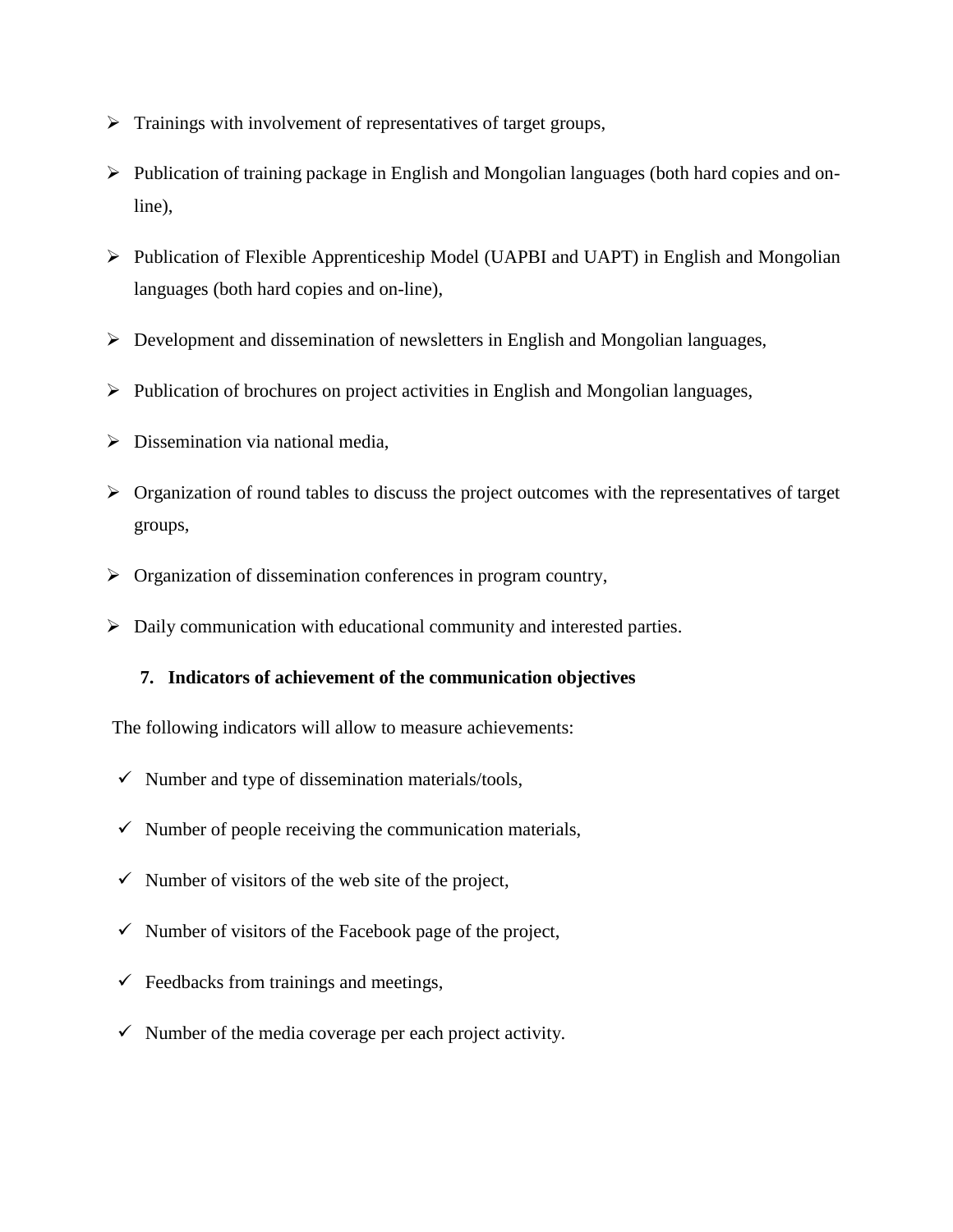- Trainings with involvement of representatives of target groups,
- Publication of training package in English and Mongolian languages (both hard copies and on-line),
- Publication of Flexible Apprenticeship Model (UAPBI and UAPT) in English and Mongolian languages (both hard copies and on-line),
- Development and dissemination of newsletters in English and Mongolian languages,
- Publication of brochures on project activities in English and Mongolian languages,
- Dissemination via national media,
- Organization of round tables to discuss the project outcomes with the representatives of target groups,
- Organization of dissemination conferences in program country,
- Daily communication with educational community and interested parties.

## 7. Indicators of achievement of the communication objectives

The following indicators will allow to measure achievements:

- Number and type of dissemination materials/tools,
- Number of people receiving the communication materials,
- Number of visitors of the web site of the project,
- Number of visitors of the Facebook page of the project,
- Feedbacks from trainings and meetings,
- Number of the media coverage per each project activity.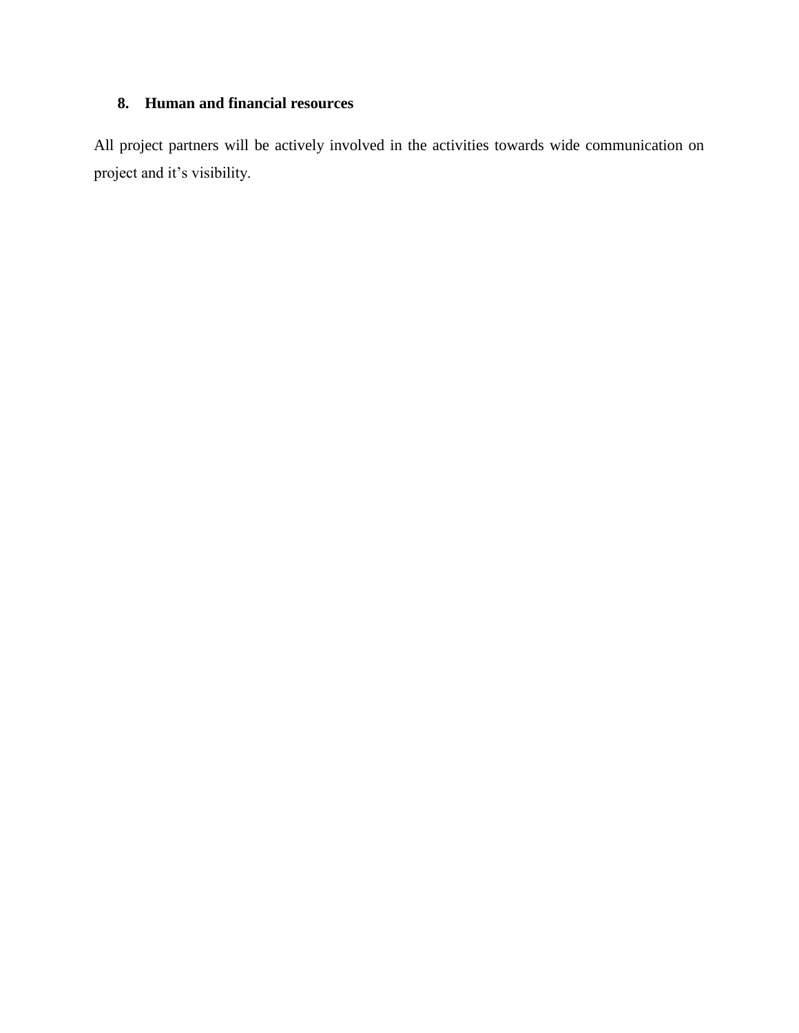## 8. Human and financial resources

All project partners will be actively involved in the activities towards wide communication on project and it’s visibility.